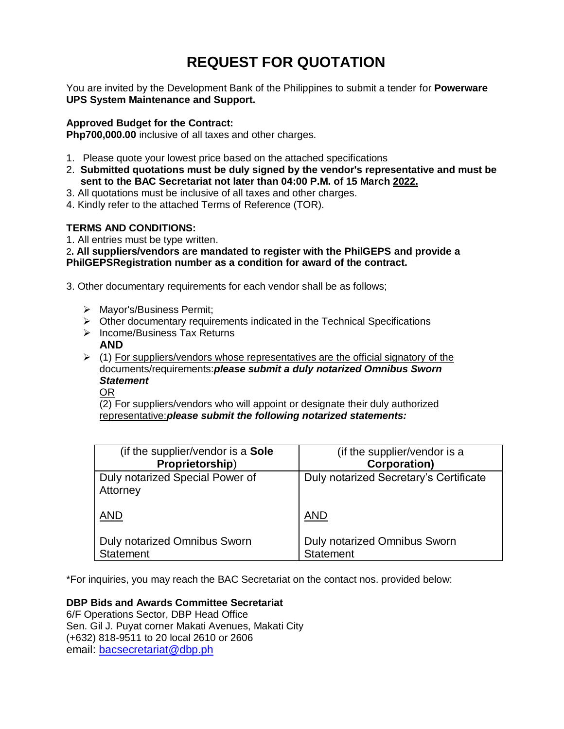# REQUEST FOR QUOTATION

You are invited by the Development Bank of the Philippines to submit a tender for **Powerware UPS System Maintenance and Support.**

**Approved Budget for the Contract:**
**Php700,000.00** inclusive of all taxes and other charges.

1. Please quote your lowest price based on the attached specifications
2. **Submitted quotations must be duly signed by the vendor's representative and must be sent to the BAC Secretariat not later than 04:00 P.M. of 15 March 2022.**
3. All quotations must be inclusive of all taxes and other charges.
4. Kindly refer to the attached Terms of Reference (TOR).

**TERMS AND CONDITIONS:**

1. All entries must be type written.
2. **All suppliers/vendors are mandated to register with the PhilGEPS and provide a PhilGEPSRegistration number as a condition for award of the contract.**
3. Other documentary requirements for each vendor shall be as follows;

- Mayor's/Business Permit;
- Other documentary requirements indicated in the Technical Specifications
- Income/Business Tax Returns
  **AND**
- (1) For suppliers/vendors whose representatives are the official signatory of the documents/requirements:***please submit a duly notarized Omnibus Sworn Statement***
  OR
  (2) For suppliers/vendors who will appoint or designate their duly authorized representative:***please submit the following notarized statements:***

| (if the supplier/vendor is a **Sole Proprietorship**) | (if the supplier/vendor is a **Corporation)** |
|---|---|
| Duly notarized Special Power of Attorney<br><br>AND<br><br>Duly notarized Omnibus Sworn Statement | Duly notarized Secretary's Certificate<br><br>AND<br><br>Duly notarized Omnibus Sworn Statement |

*For inquiries, you may reach the BAC Secretariat on the contact nos. provided below:

**DBP Bids and Awards Committee Secretariat**
6/F Operations Sector, DBP Head Office
Sen. Gil J. Puyat corner Makati Avenues, Makati City
(+632) 818-9511 to 20 local 2610 or 2606
email: bacsecretariat@dbp.ph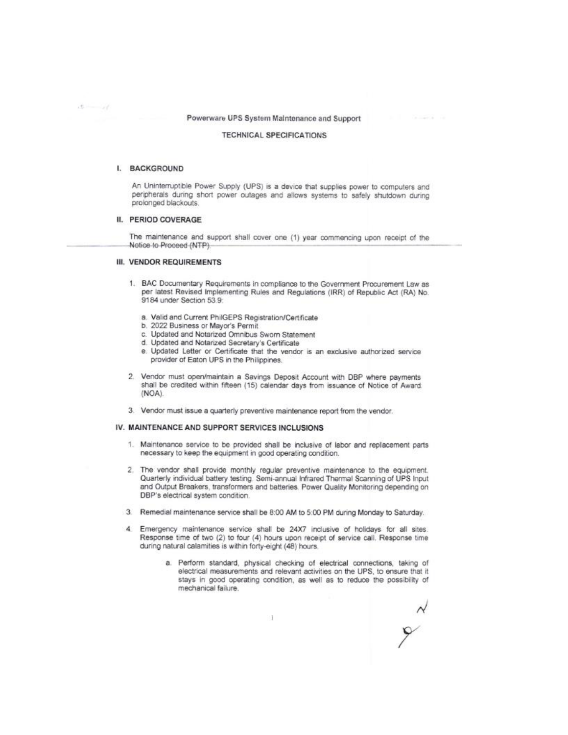Powerware UPS System Maintenance and Support

TECHNICAL SPECIFICATIONS

## I. BACKGROUND

An Uninterruptible Power Supply (UPS) is a device that supplies power to computers and peripherals during short power outages and allows systems to safely shutdown during prolonged blackouts.

## II. PERIOD COVERAGE

The maintenance and support shall cover one (1) year commencing upon receipt of the Notice to Proceed (NTP).

## III. VENDOR REQUIREMENTS

1. BAC Documentary Requirements in compliance to the Government Procurement Law as per latest Revised Implementing Rules and Regulations (IRR) of Republic Act (RA) No. 9184 under Section 53.9:
   a. Valid and Current PhilGEPS Registration/Certificate
   b. 2022 Business or Mayor's Permit
   c. Updated and Notarized Omnibus Sworn Statement
   d. Updated and Notarized Secretary's Certificate
   e. Updated Letter or Certificate that the vendor is an exclusive authorized service provider of Eaton UPS in the Philippines.
2. Vendor must open/maintain a Savings Deposit Account with DBP where payments shall be credited within fifteen (15) calendar days from issuance of Notice of Award (NOA).
3. Vendor must issue a quarterly preventive maintenance report from the vendor.

## IV. MAINTENANCE AND SUPPORT SERVICES INCLUSIONS

1. Maintenance service to be provided shall be inclusive of labor and replacement parts necessary to keep the equipment in good operating condition.
2. The vendor shall provide monthly regular preventive maintenance to the equipment. Quarterly individual battery testing. Semi-annual Infrared Thermal Scanning of UPS Input and Output Breakers, transformers and batteries. Power Quality Monitoring depending on DBP's electrical system condition.
3. Remedial maintenance service shall be 8:00 AM to 5:00 PM during Monday to Saturday.
4. Emergency maintenance service shall be 24X7 inclusive of holidays for all sites. Response time of two (2) to four (4) hours upon receipt of service call. Response time during natural calamities is within forty-eight (48) hours.
   a. Perform standard, physical checking of electrical connections, taking of electrical measurements and relevant activities on the UPS, to ensure that it stays in good operating condition, as well as to reduce the possibility of mechanical failure.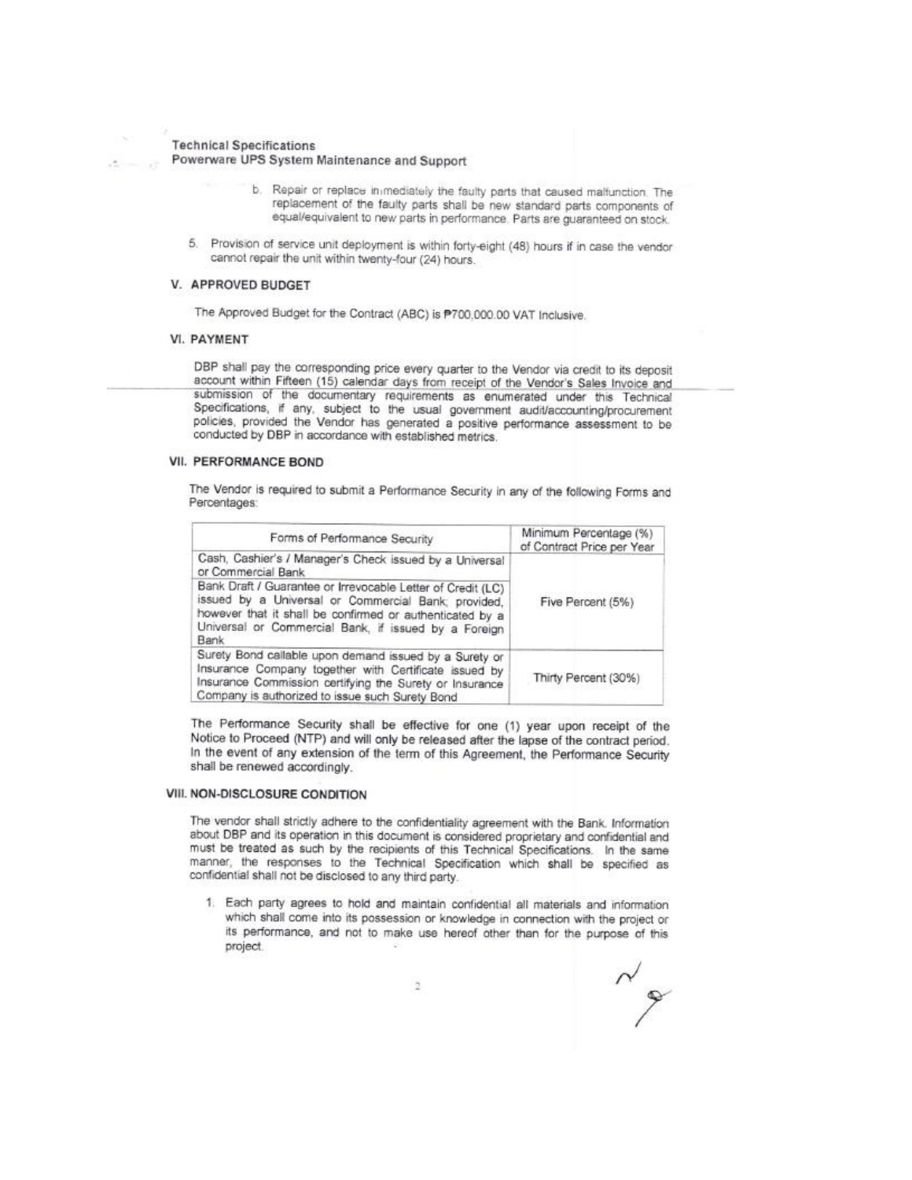**Technical Specifications**
**Powerware UPS System Maintenance and Support**

b. Repair or replace immediately the faulty parts that caused malfunction. The replacement of the faulty parts shall be new standard parts components of equal/equivalent to new parts in performance. Parts are guaranteed on stock.

5. Provision of service unit deployment is within forty-eight (48) hours if in case the vendor cannot repair the unit within twenty-four (24) hours.

## V. APPROVED BUDGET

The Approved Budget for the Contract (ABC) is ₱700,000.00 VAT Inclusive.

## VI. PAYMENT

DBP shall pay the corresponding price every quarter to the Vendor via credit to its deposit account within Fifteen (15) calendar days from receipt of the Vendor's Sales Invoice and submission of the documentary requirements as enumerated under this Technical Specifications, if any, subject to the usual government audit/accounting/procurement policies, provided the Vendor has generated a positive performance assessment to be conducted by DBP in accordance with established metrics.

## VII. PERFORMANCE BOND

The Vendor is required to submit a Performance Security in any of the following Forms and Percentages:

| Forms of Performance Security | Minimum Percentage (%) of Contract Price per Year |
|---|---|
| Cash, Cashier's / Manager's Check issued by a Universal or Commercial Bank | Five Percent (5%) |
| Bank Draft / Guarantee or Irrevocable Letter of Credit (LC) issued by a Universal or Commercial Bank; provided, however that it shall be confirmed or authenticated by a Universal or Commercial Bank, if issued by a Foreign Bank | |
| Surety Bond callable upon demand issued by a Surety or Insurance Company together with Certificate issued by Insurance Commission certifying the Surety or Insurance Company is authorized to issue such Surety Bond | Thirty Percent (30%) |

The Performance Security shall be effective for one (1) year upon receipt of the Notice to Proceed (NTP) and will only be released after the lapse of the contract period. In the event of any extension of the term of this Agreement, the Performance Security shall be renewed accordingly.

## VIII. NON-DISCLOSURE CONDITION

The vendor shall strictly adhere to the confidentiality agreement with the Bank. Information about DBP and its operation in this document is considered proprietary and confidential and must be treated as such by the recipients of this Technical Specifications. In the same manner, the responses to the Technical Specification which shall be specified as confidential shall not be disclosed to any third party.

1. Each party agrees to hold and maintain confidential all materials and information which shall come into its possession or knowledge in connection with the project or its performance, and not to make use hereof other than for the purpose of this project.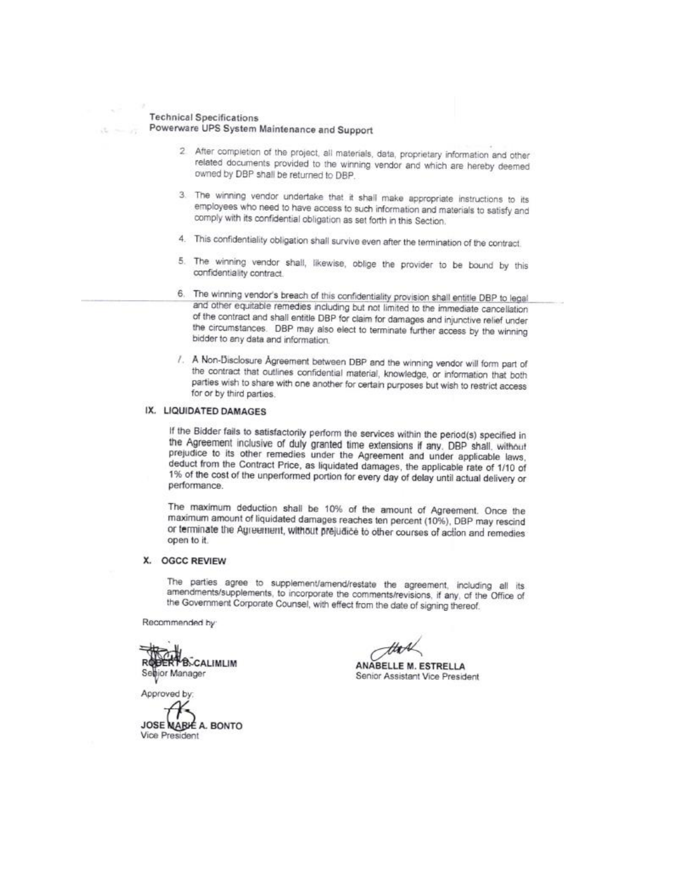Technical Specifications
Powerware UPS System Maintenance and Support

2. After completion of the project, all materials, data, proprietary information and other related documents provided to the winning vendor and which are hereby deemed owned by DBP shall be returned to DBP.

3. The winning vendor undertake that it shall make appropriate instructions to its employees who need to have access to such information and materials to satisfy and comply with its confidential obligation as set forth in this Section.

4. This confidentiality obligation shall survive even after the termination of the contract.

5. The winning vendor shall, likewise, oblige the provider to be bound by this confidentiality contract.

6. The winning vendor's breach of this confidentiality provision shall entitle DBP to legal and other equitable remedies including but not limited to the immediate cancellation of the contract and shall entitle DBP for claim for damages and injunctive relief under the circumstances. DBP may also elect to terminate further access by the winning bidder to any data and information.

7. A Non-Disclosure Agreement between DBP and the winning vendor will form part of the contract that outlines confidential material, knowledge, or information that both parties wish to share with one another for certain purposes but wish to restrict access for or by third parties.

## IX. LIQUIDATED DAMAGES

If the Bidder fails to satisfactorily perform the services within the period(s) specified in the Agreement inclusive of duly granted time extensions if any, DBP shall, without prejudice to its other remedies under the Agreement and under applicable laws, deduct from the Contract Price, as liquidated damages, the applicable rate of 1/10 of 1% of the cost of the unperformed portion for every day of delay until actual delivery or performance.

The maximum deduction shall be 10% of the amount of Agreement. Once the maximum amount of liquidated damages reaches ten percent (10%), DBP may rescind or terminate the Agreement, without prejudice to other courses of action and remedies open to it.

## X. OGCC REVIEW

The parties agree to supplement/amend/restate the agreement, including all its amendments/supplements, to incorporate the comments/revisions, if any, of the Office of the Government Corporate Counsel, with effect from the date of signing thereof.

Recommended by:

**ROBERT B. CALIMLIM**
Senior Manager

**ANABELLE M. ESTRELLA**
Senior Assistant Vice President

Approved by:

**JOSE MARIE A. BONTO**
Vice President